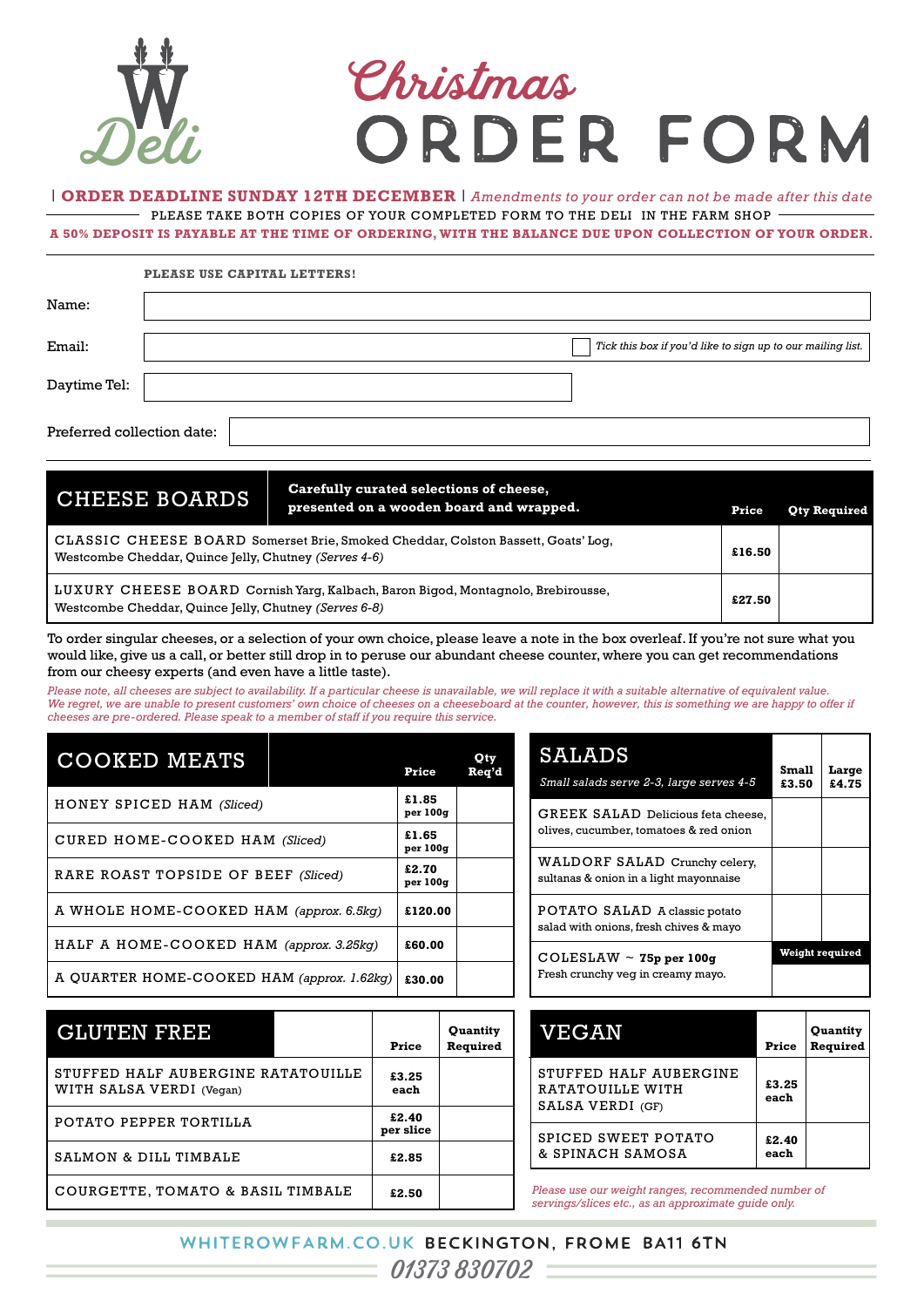W Deli

# Christmas ORDER FORM

| **ORDER DEADLINE SUNDAY 12TH DECEMBER** | *Amendments to your order can not be made after this date*

PLEASE TAKE BOTH COPIES OF YOUR COMPLETED FORM TO THE DELI IN THE FARM SHOP

**A 50% DEPOSIT IS PAYABLE AT THE TIME OF ORDERING, WITH THE BALANCE DUE UPON COLLECTION OF YOUR ORDER.**

**PLEASE USE CAPITAL LETTERS!**

Name:

Email: ☐ *Tick this box if you'd like to sign up to our mailing list.*

Daytime Tel:

Preferred collection date:

## CHEESE BOARDS

**Carefully curated selections of cheese, presented on a wooden board and wrapped.**

| | Price | Qty Required |
|---|---|---|
| CLASSIC CHEESE BOARD Somerset Brie, Smoked Cheddar, Colston Bassett, Goats' Log, Westcombe Cheddar, Quince Jelly, Chutney *(Serves 4-6)* | £16.50 | |
| LUXURY CHEESE BOARD Cornish Yarg, Kalbach, Baron Bigod, Montagnolo, Brebirousse, Westcombe Cheddar, Quince Jelly, Chutney *(Serves 6-8)* | £27.50 | |

To order singular cheeses, or a selection of your own choice, please leave a note in the box overleaf. If you're not sure what you would like, give us a call, or better still drop in to peruse our abundant cheese counter, where you can get recommendations from our cheesy experts (and even have a little taste).

*Please note, all cheeses are subject to availability. If a particular cheese is unavailable, we will replace it with a suitable alternative of equivalent value. We regret, we are unable to present customers' own choice of cheeses on a cheeseboard at the counter, however, this is something we are happy to offer if cheeses are pre-ordered. Please speak to a member of staff if you require this service.*

## COOKED MEATS

| | Price | Qty Req'd |
|---|---|---|
| HONEY SPICED HAM *(Sliced)* | £1.85 per 100g | |
| CURED HOME-COOKED HAM *(Sliced)* | £1.65 per 100g | |
| RARE ROAST TOPSIDE OF BEEF *(Sliced)* | £2.70 per 100g | |
| A WHOLE HOME-COOKED HAM *(approx. 6.5kg)* | £120.00 | |
| HALF A HOME-COOKED HAM *(approx. 3.25kg)* | £60.00 | |
| A QUARTER HOME-COOKED HAM *(approx. 1.62kg)* | £30.00 | |

## SALADS

*Small salads serve 2-3, large serves 4-5*

| | Small £3.50 | Large £4.75 |
|---|---|---|
| GREEK SALAD Delicious feta cheese, olives, cucumber, tomatoes & red onion | | |
| WALDORF SALAD Crunchy celery, sultanas & onion in a light mayonnaise | | |
| POTATO SALAD A classic potato salad with onions, fresh chives & mayo | | |
| COLESLAW ~ **75p per 100g** Fresh crunchy veg in creamy mayo. | Weight required | |

## GLUTEN FREE

| | Price | Quantity Required |
|---|---|---|
| STUFFED HALF AUBERGINE RATATOUILLE WITH SALSA VERDI (Vegan) | £3.25 each | |
| POTATO PEPPER TORTILLA | £2.40 per slice | |
| SALMON & DILL TIMBALE | £2.85 | |
| COURGETTE, TOMATO & BASIL TIMBALE | £2.50 | |

## VEGAN

| | Price | Quantity Required |
|---|---|---|
| STUFFED HALF AUBERGINE RATATOUILLE WITH SALSA VERDI (GF) | £3.25 each | |
| SPICED SWEET POTATO & SPINACH SAMOSA | £2.40 each | |

*Please use our weight ranges, recommended number of servings/slices etc., as an approximate guide only.*

WHITEROWFARM.CO.UK BECKINGTON, FROME BA11 6TN

01373 830702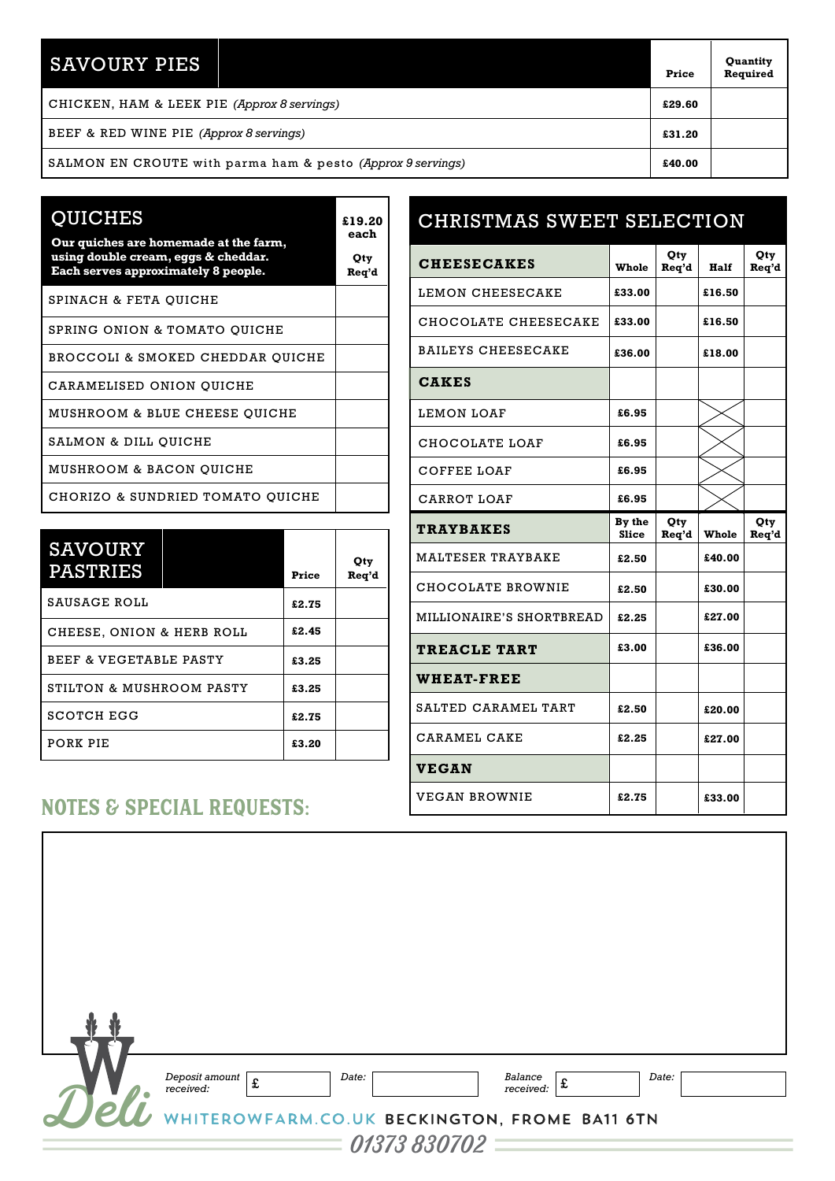## SAVOURY PIES

| SAVOURY PIES | Price | Quantity Required |
|---|---|---|
| CHICKEN, HAM & LEEK PIE *(Approx 8 servings)* | £29.60 | |
| BEEF & RED WINE PIE *(Approx 8 servings)* | £31.20 | |
| SALMON EN CROUTE with parma ham & pesto *(Approx 9 servings)* | £40.00 | |

## QUICHES

**Our quiches are homemade at the farm, using double cream, eggs & cheddar. Each serves approximately 8 people.**

| QUICHES (£19.20 each) | Qty Req'd |
|---|---|
| SPINACH & FETA QUICHE | |
| SPRING ONION & TOMATO QUICHE | |
| BROCCOLI & SMOKED CHEDDAR QUICHE | |
| CARAMELISED ONION QUICHE | |
| MUSHROOM & BLUE CHEESE QUICHE | |
| SALMON & DILL QUICHE | |
| MUSHROOM & BACON QUICHE | |
| CHORIZO & SUNDRIED TOMATO QUICHE | |

## SAVOURY PASTRIES

| SAVOURY PASTRIES | Price | Qty Req'd |
|---|---|---|
| SAUSAGE ROLL | £2.75 | |
| CHEESE, ONION & HERB ROLL | £2.45 | |
| BEEF & VEGETABLE PASTY | £3.25 | |
| STILTON & MUSHROOM PASTY | £3.25 | |
| SCOTCH EGG | £2.75 | |
| PORK PIE | £3.20 | |

## CHRISTMAS SWEET SELECTION

| CHEESECAKES | Whole | Qty Req'd | Half | Qty Req'd |
|---|---|---|---|---|
| LEMON CHEESECAKE | £33.00 | | £16.50 | |
| CHOCOLATE CHEESECAKE | £33.00 | | £16.50 | |
| BAILEYS CHEESECAKE | £36.00 | | £18.00 | |
| **CAKES** | | | | |
| LEMON LOAF | £6.95 | | X | |
| CHOCOLATE LOAF | £6.95 | | X | |
| COFFEE LOAF | £6.95 | | X | |
| CARROT LOAF | £6.95 | | X | |
| **TRAYBAKES** | **By the Slice** | **Qty Req'd** | **Whole** | **Qty Req'd** |
| MALTESER TRAYBAKE | £2.50 | | £40.00 | |
| CHOCOLATE BROWNIE | £2.50 | | £30.00 | |
| MILLIONAIRE'S SHORTBREAD | £2.25 | | £27.00 | |
| **TREACLE TART** | £3.00 | | £36.00 | |
| **WHEAT-FREE** | | | | |
| SALTED CARAMEL TART | £2.50 | | £20.00 | |
| CARAMEL CAKE | £2.25 | | £27.00 | |
| **VEGAN** | | | | |
| VEGAN BROWNIE | £2.75 | | £33.00 | |

## NOTES & SPECIAL REQUESTS:

*Deposit amount received:* £ ______ *Date:* ______ *Balance received:* £ ______ *Date:* ______

W Deli

WHITEROWFARM.CO.UK BECKINGTON, FROME BA11 6TN

01373 830702